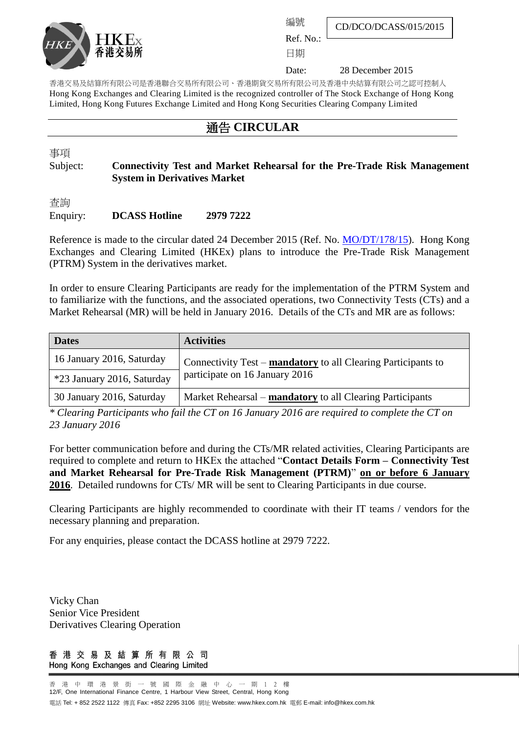編號 Ref. No.: CD/DCO/DCASS/015/2015

日期 Date: 28 December 2015

香港交易及結算所有限公司是香港聯合交易所有限公司、香港期貨交易所有限公司及香港中央結算有限公司之認可控制人
Hong Kong Exchanges and Clearing Limited is the recognized controller of The Stock Exchange of Hong Kong Limited, Hong Kong Futures Exchange Limited and Hong Kong Securities Clearing Company Limited

# 通告 CIRCULAR

事項 Subject: **Connectivity Test and Market Rehearsal for the Pre-Trade Risk Management System in Derivatives Market**

查詢 Enquiry: **DCASS Hotline 2979 7222**

Reference is made to the circular dated 24 December 2015 (Ref. No. MO/DT/178/15). Hong Kong Exchanges and Clearing Limited (HKEx) plans to introduce the Pre-Trade Risk Management (PTRM) System in the derivatives market.

In order to ensure Clearing Participants are ready for the implementation of the PTRM System and to familiarize with the functions, and the associated operations, two Connectivity Tests (CTs) and a Market Rehearsal (MR) will be held in January 2016. Details of the CTs and MR are as follows:

| Dates | Activities |
|---|---|
| 16 January 2016, Saturday | Connectivity Test – **mandatory** to all Clearing Participants to participate on 16 January 2016 |
| *23 January 2016, Saturday | |
| 30 January 2016, Saturday | Market Rehearsal – **mandatory** to all Clearing Participants |

*\* Clearing Participants who fail the CT on 16 January 2016 are required to complete the CT on 23 January 2016*

For better communication before and during the CTs/MR related activities, Clearing Participants are required to complete and return to HKEx the attached "**Contact Details Form – Connectivity Test and Market Rehearsal for Pre-Trade Risk Management (PTRM)**" **on or before 6 January 2016**. Detailed rundowns for CTs/ MR will be sent to Clearing Participants in due course.

Clearing Participants are highly recommended to coordinate with their IT teams / vendors for the necessary planning and preparation.

For any enquiries, please contact the DCASS hotline at 2979 7222.

Vicky Chan
Senior Vice President
Derivatives Clearing Operation

香港交易及結算所有限公司
Hong Kong Exchanges and Clearing Limited

香港中環港景街一號國際金融中心一期12樓
12/F, One International Finance Centre, 1 Harbour View Street, Central, Hong Kong
電話 Tel: + 852 2522 1122 傳真 Fax: +852 2295 3106 網址 Website: www.hkex.com.hk 電郵 E-mail: info@hkex.com.hk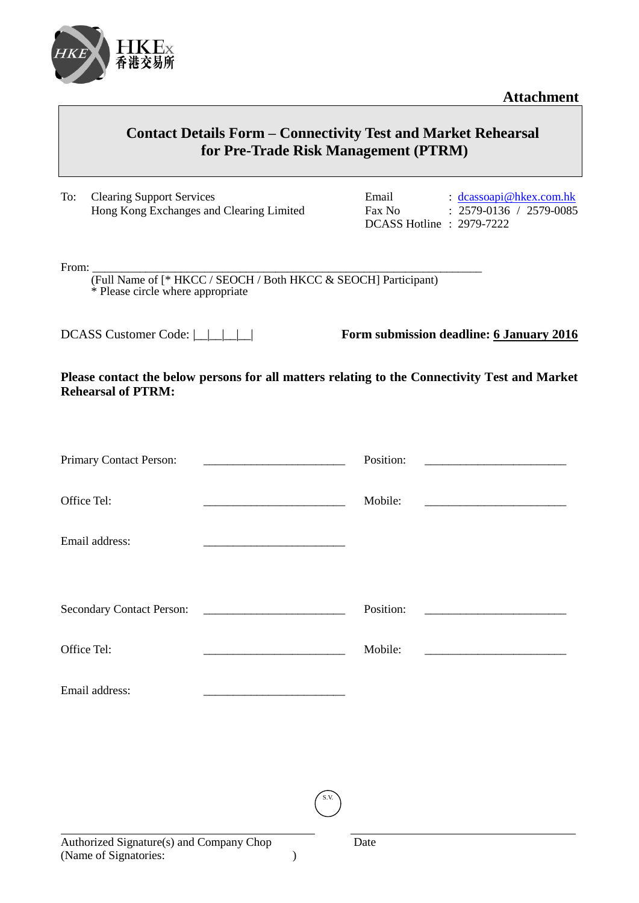**Attachment**

# Contact Details Form – Connectivity Test and Market Rehearsal for Pre-Trade Risk Management (PTRM)

| | | | |
|---|---|---|---|
| To: | Clearing Support Services<br>Hong Kong Exchanges and Clearing Limited | Email<br>Fax No<br>DCASS Hotline | : dcassoapi@hkex.com.hk<br>: 2579-0136 / 2579-0085<br>: 2979-7222 |

From: ____________________________________________________________

(Full Name of [* HKCC / SEOCH / Both HKCC & SEOCH] Participant)
* Please circle where appropriate

DCASS Customer Code: |__|__|__|__|

**Form submission deadline: 6 January 2016**

**Please contact the below persons for all matters relating to the Connectivity Test and Market Rehearsal of PTRM:**

| | | | |
|---|---|---|---|
| Primary Contact Person: | ________________________ | Position: | ________________________ |
| Office Tel: | ________________________ | Mobile: | ________________________ |
| Email address: | ________________________ | | |
| Secondary Contact Person: | ________________________ | Position: | ________________________ |
| Office Tel: | ________________________ | Mobile: | ________________________ |
| Email address: | ________________________ | | |

S.V.

| | |
|---|---|
| ________________________________________ | ________________________________________ |
| Authorized Signature(s) and Company Chop<br>(Name of Signatories: ) | Date |